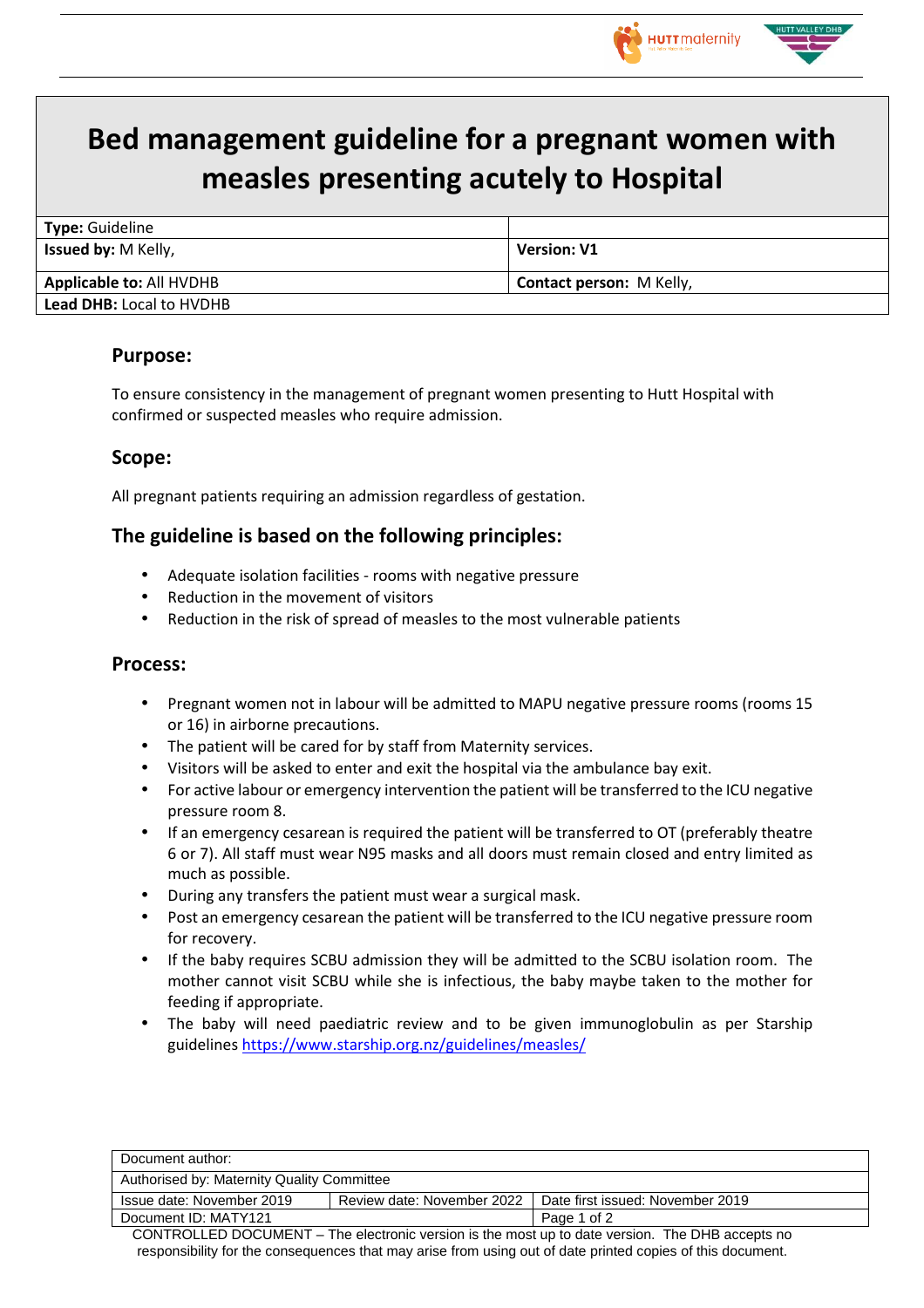# Bed management guideline for a pregnant women with measles presenting acutely to Hospital

| **Type:** Guideline | |
|---|---|
| **Issued by:** M Kelly, | **Version: V1** |
| **Applicable to:** All HVDHB | **Contact person:** M Kelly, |
| **Lead DHB:** Local to HVDHB | |

## Purpose:

To ensure consistency in the management of pregnant women presenting to Hutt Hospital with confirmed or suspected measles who require admission.

## Scope:

All pregnant patients requiring an admission regardless of gestation.

## The guideline is based on the following principles:

- Adequate isolation facilities - rooms with negative pressure
- Reduction in the movement of visitors
- Reduction in the risk of spread of measles to the most vulnerable patients

## Process:

- Pregnant women not in labour will be admitted to MAPU negative pressure rooms (rooms 15 or 16) in airborne precautions.
- The patient will be cared for by staff from Maternity services.
- Visitors will be asked to enter and exit the hospital via the ambulance bay exit.
- For active labour or emergency intervention the patient will be transferred to the ICU negative pressure room 8.
- If an emergency cesarean is required the patient will be transferred to OT (preferably theatre 6 or 7). All staff must wear N95 masks and all doors must remain closed and entry limited as much as possible.
- During any transfers the patient must wear a surgical mask.
- Post an emergency cesarean the patient will be transferred to the ICU negative pressure room for recovery.
- If the baby requires SCBU admission they will be admitted to the SCBU isolation room. The mother cannot visit SCBU while she is infectious, the baby maybe taken to the mother for feeding if appropriate.
- The baby will need paediatric review and to be given immunoglobulin as per Starship guidelines https://www.starship.org.nz/guidelines/measles/

| Document author: | | |
|---|---|---|
| Authorised by: Maternity Quality Committee | | |
| Issue date: November 2019 | Review date: November 2022 | Date first issued: November 2019 |
| Document ID: MATY121 | | |

CONTROLLED DOCUMENT – The electronic version is the most up to date version. The DHB accepts no responsibility for the consequences that may arise from using out of date printed copies of this document.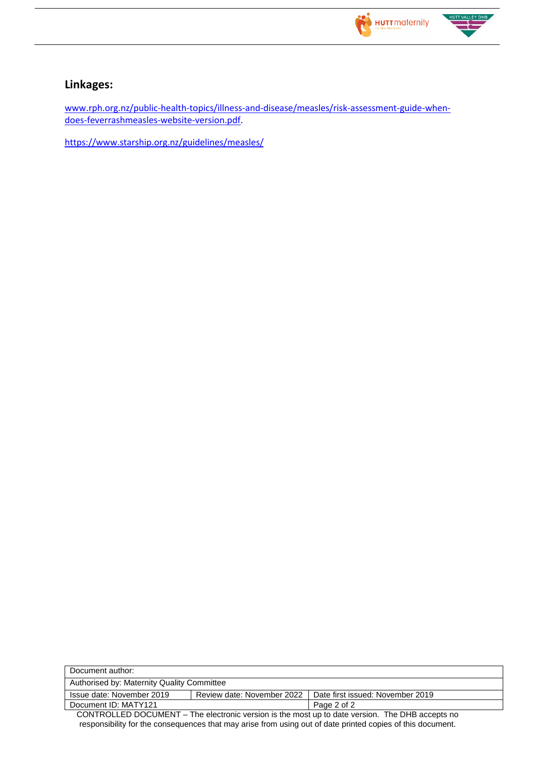## Linkages:

www.rph.org.nz/public-health-topics/illness-and-disease/measles/risk-assessment-guide-when-does-feverrashmeasles-website-version.pdf.

https://www.starship.org.nz/guidelines/measles/

| | | |
|---|---|---|
| Document author: | | |
| Authorised by: Maternity Quality Committee | | |
| Issue date: November 2019 | Review date: November 2022 | Date first issued: November 2019 |
| Document ID: MATY121 | | Page 2 of 2 |

CONTROLLED DOCUMENT – The electronic version is the most up to date version. The DHB accepts no responsibility for the consequences that may arise from using out of date printed copies of this document.